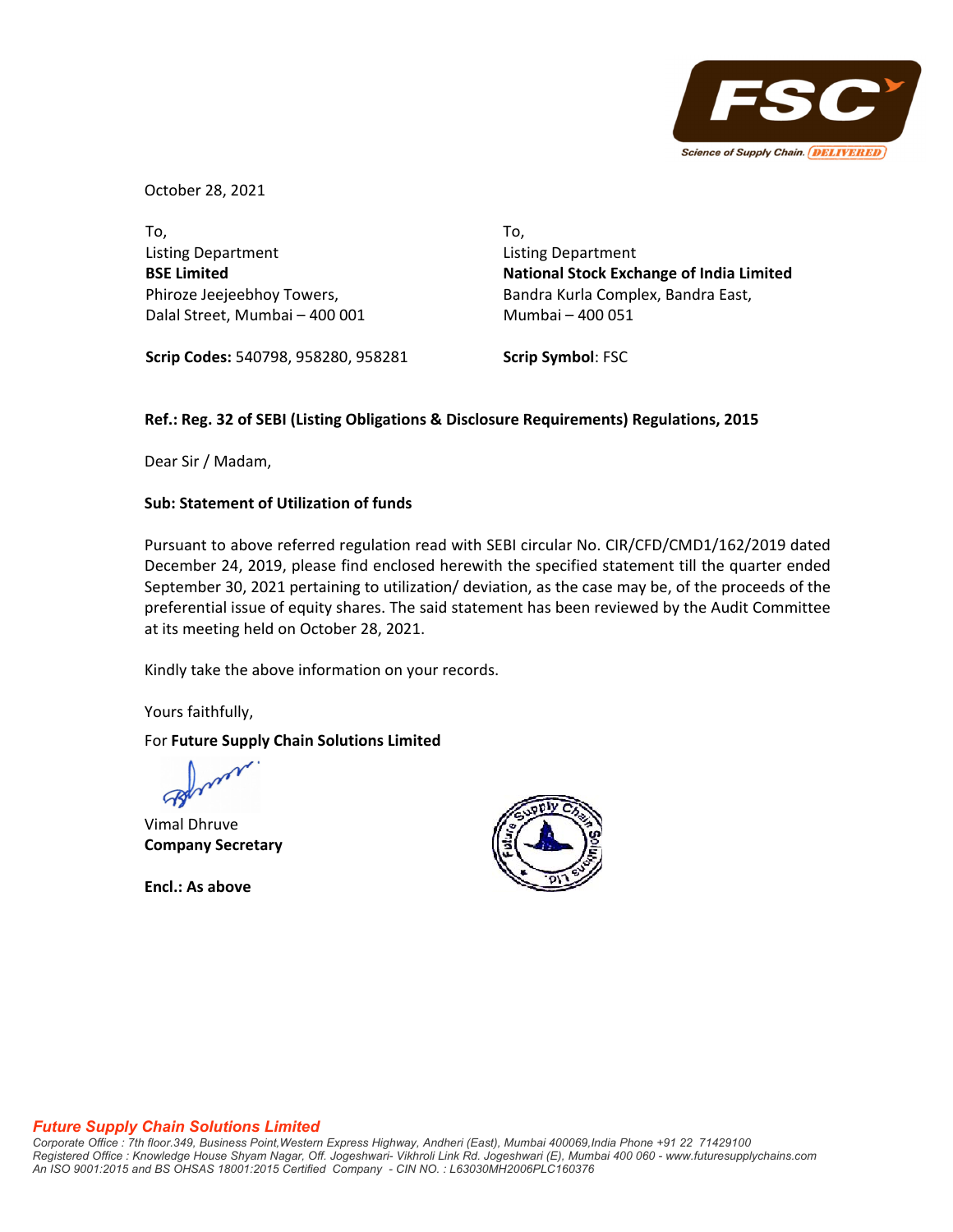October 28, 2021

To,
Listing Department
**BSE Limited**
Phiroze Jeejeebhoy Towers,
Dalal Street, Mumbai – 400 001

**Scrip Codes:** 540798, 958280, 958281

To,
Listing Department
**National Stock Exchange of India Limited**
Bandra Kurla Complex, Bandra East,
Mumbai – 400 051

**Scrip Symbol**: FSC

**Ref.: Reg. 32 of SEBI (Listing Obligations & Disclosure Requirements) Regulations, 2015**

Dear Sir / Madam,

**Sub: Statement of Utilization of funds**

Pursuant to above referred regulation read with SEBI circular No. CIR/CFD/CMD1/162/2019 dated December 24, 2019, please find enclosed herewith the specified statement till the quarter ended September 30, 2021 pertaining to utilization/ deviation, as the case may be, of the proceeds of the preferential issue of equity shares. The said statement has been reviewed by the Audit Committee at its meeting held on October 28, 2021.

Kindly take the above information on your records.

Yours faithfully,

For **Future Supply Chain Solutions Limited**

Vimal Dhruve
**Company Secretary**

**Encl.: As above**

***Future Supply Chain Solutions Limited***

*Corporate Office : 7th floor.349, Business Point,Western Express Highway, Andheri (East), Mumbai 400069,India Phone +91 22 71429100*
*Registered Office : Knowledge House Shyam Nagar, Off. Jogeshwari- Vikhroli Link Rd. Jogeshwari (E), Mumbai 400 060 - www.futuresupplychains.com*
*An ISO 9001:2015 and BS OHSAS 18001:2015 Certified Company - CIN NO. : L63030MH2006PLC160376*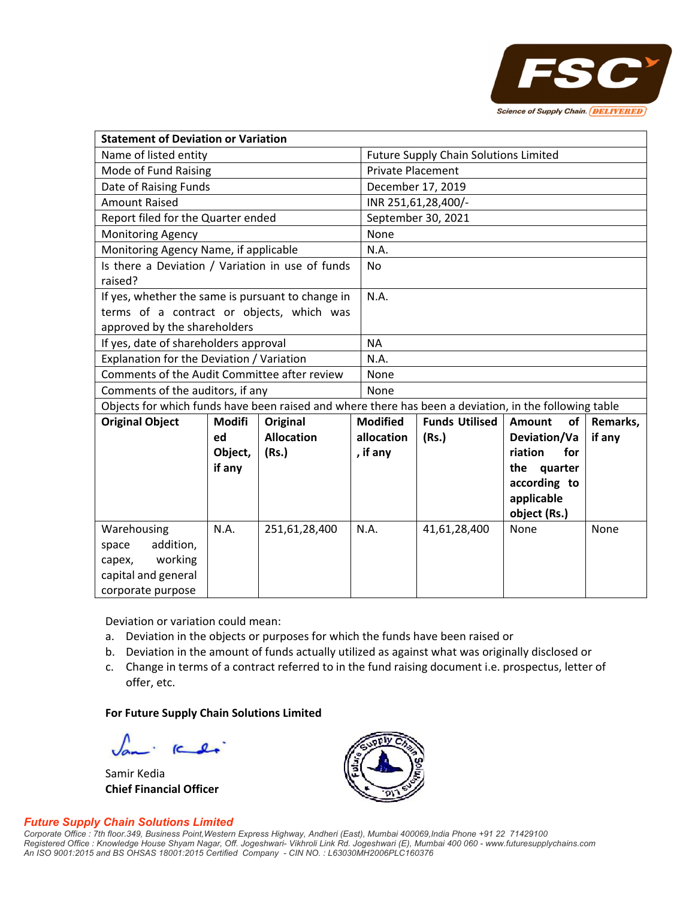| **Statement of Deviation or Variation** | |
|---|---|
| Name of listed entity | Future Supply Chain Solutions Limited |
| Mode of Fund Raising | Private Placement |
| Date of Raising Funds | December 17, 2019 |
| Amount Raised | INR 251,61,28,400/- |
| Report filed for the Quarter ended | September 30, 2021 |
| Monitoring Agency | None |
| Monitoring Agency Name, if applicable | N.A. |
| Is there a Deviation / Variation in use of funds raised? | No |
| If yes, whether the same is pursuant to change in terms of a contract or objects, which was approved by the shareholders | N.A. |
| If yes, date of shareholders approval | NA |
| Explanation for the Deviation / Variation | N.A. |
| Comments of the Audit Committee after review | None |
| Comments of the auditors, if any | None |

Objects for which funds have been raised and where there has been a deviation, in the following table

| **Original Object** | **Modified Object, if any** | **Original Allocation (Rs.)** | **Modified allocation, if any** | **Funds Utilised (Rs.)** | **Amount of Deviation/Variation for the quarter according to applicable object (Rs.)** | **Remarks, if any** |
|---|---|---|---|---|---|---|
| Warehousing space addition, capex, working capital and general corporate purpose | N.A. | 251,61,28,400 | N.A. | 41,61,28,400 | None | None |

Deviation or variation could mean:

a. Deviation in the objects or purposes for which the funds have been raised or
b. Deviation in the amount of funds actually utilized as against what was originally disclosed or
c. Change in terms of a contract referred to in the fund raising document i.e. prospectus, letter of offer, etc.

**For Future Supply Chain Solutions Limited**

Samir Kedia
**Chief Financial Officer**